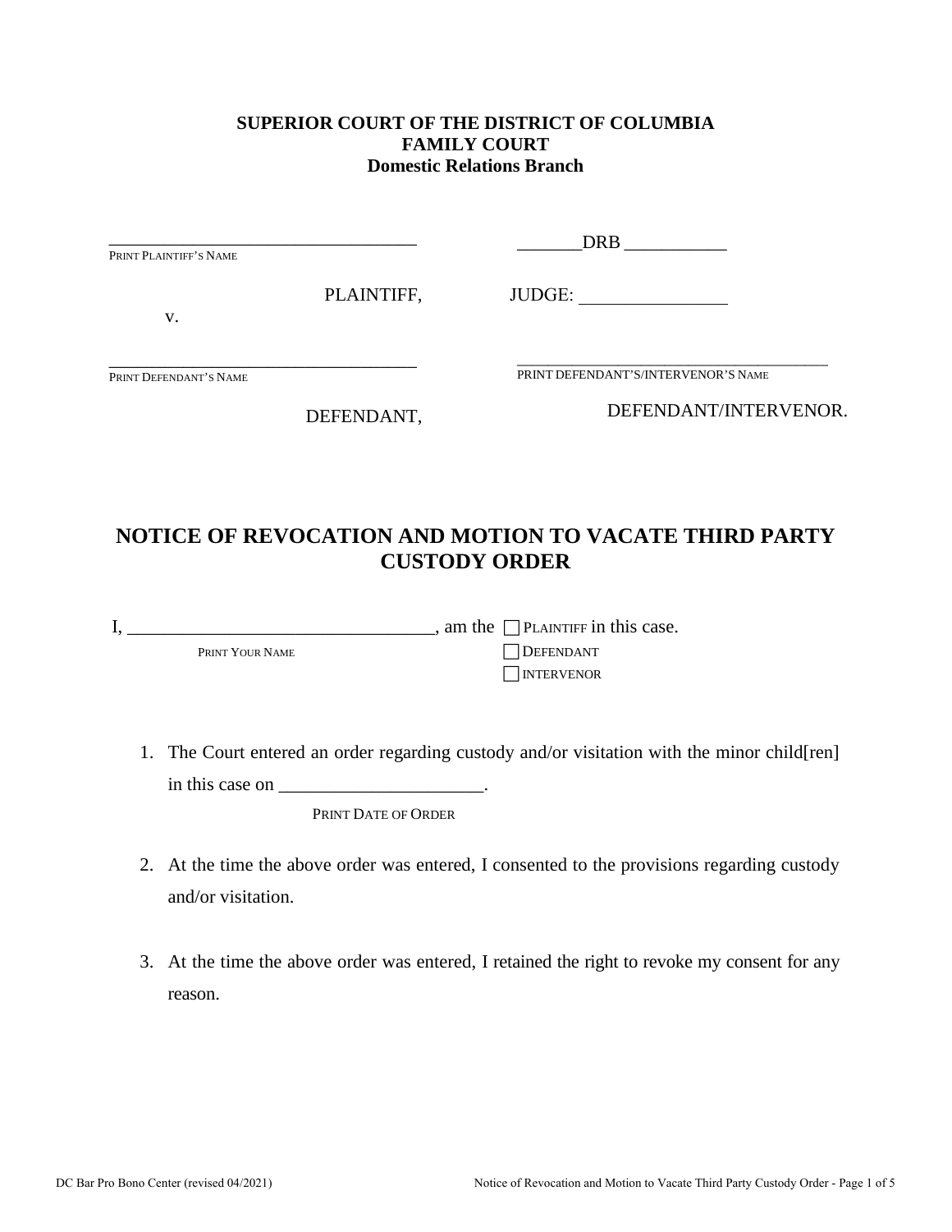**SUPERIOR COURT OF THE DISTRICT OF COLUMBIA**
**FAMILY COURT**
**Domestic Relations Branch**

____________________________________
PRINT PLAINTIFF'S NAME

PLAINTIFF,

v.

____________________________________
PRINT DEFENDANT'S NAME

DEFENDANT,

_______DRB ___________

JUDGE: ________________

____________________________________
PRINT DEFENDANT'S/INTERVENOR'S NAME

DEFENDANT/INTERVENOR.

## NOTICE OF REVOCATION AND MOTION TO VACATE THIRD PARTY CUSTODY ORDER

I, _________________________________, am the ☐ PLAINTIFF in this case.
PRINT YOUR NAME ☐ DEFENDANT
☐ INTERVENOR

1. The Court entered an order regarding custody and/or visitation with the minor child[ren] in this case on ______________________.
   PRINT DATE OF ORDER

2. At the time the above order was entered, I consented to the provisions regarding custody and/or visitation.

3. At the time the above order was entered, I retained the right to revoke my consent for any reason.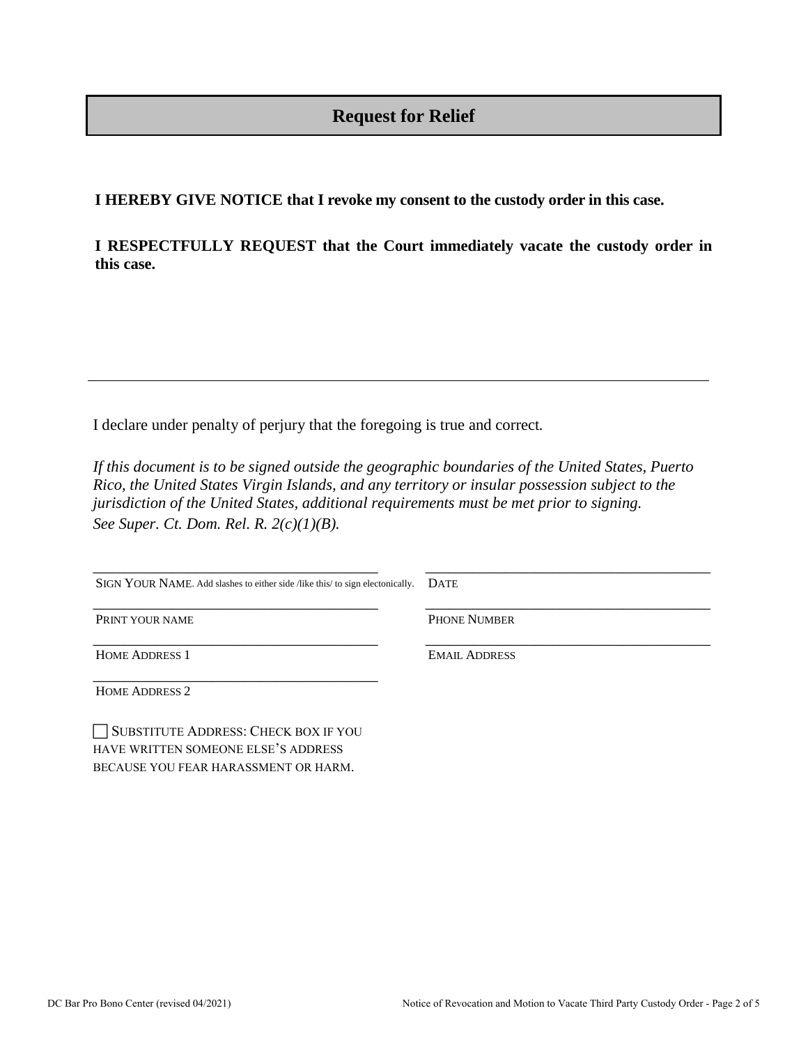## Request for Relief

**I HEREBY GIVE NOTICE that I revoke my consent to the custody order in this case.**

**I RESPECTFULLY REQUEST that the Court immediately vacate the custody order in this case.**

---

I declare under penalty of perjury that the foregoing is true and correct.

*If this document is to be signed outside the geographic boundaries of the United States, Puerto Rico, the United States Virgin Islands, and any territory or insular possession subject to the jurisdiction of the United States, additional requirements must be met prior to signing. See Super. Ct. Dom. Rel. R. 2(c)(1)(B).*

______________________________________
SIGN YOUR NAME. Add slashes to either side /like this/ to sign electonically.

______________________________________
DATE

______________________________________
PRINT YOUR NAME

______________________________________
PHONE NUMBER

______________________________________
HOME ADDRESS 1

______________________________________
EMAIL ADDRESS

______________________________________
HOME ADDRESS 2

☐ SUBSTITUTE ADDRESS: CHECK BOX IF YOU HAVE WRITTEN SOMEONE ELSE'S ADDRESS BECAUSE YOU FEAR HARASSMENT OR HARM.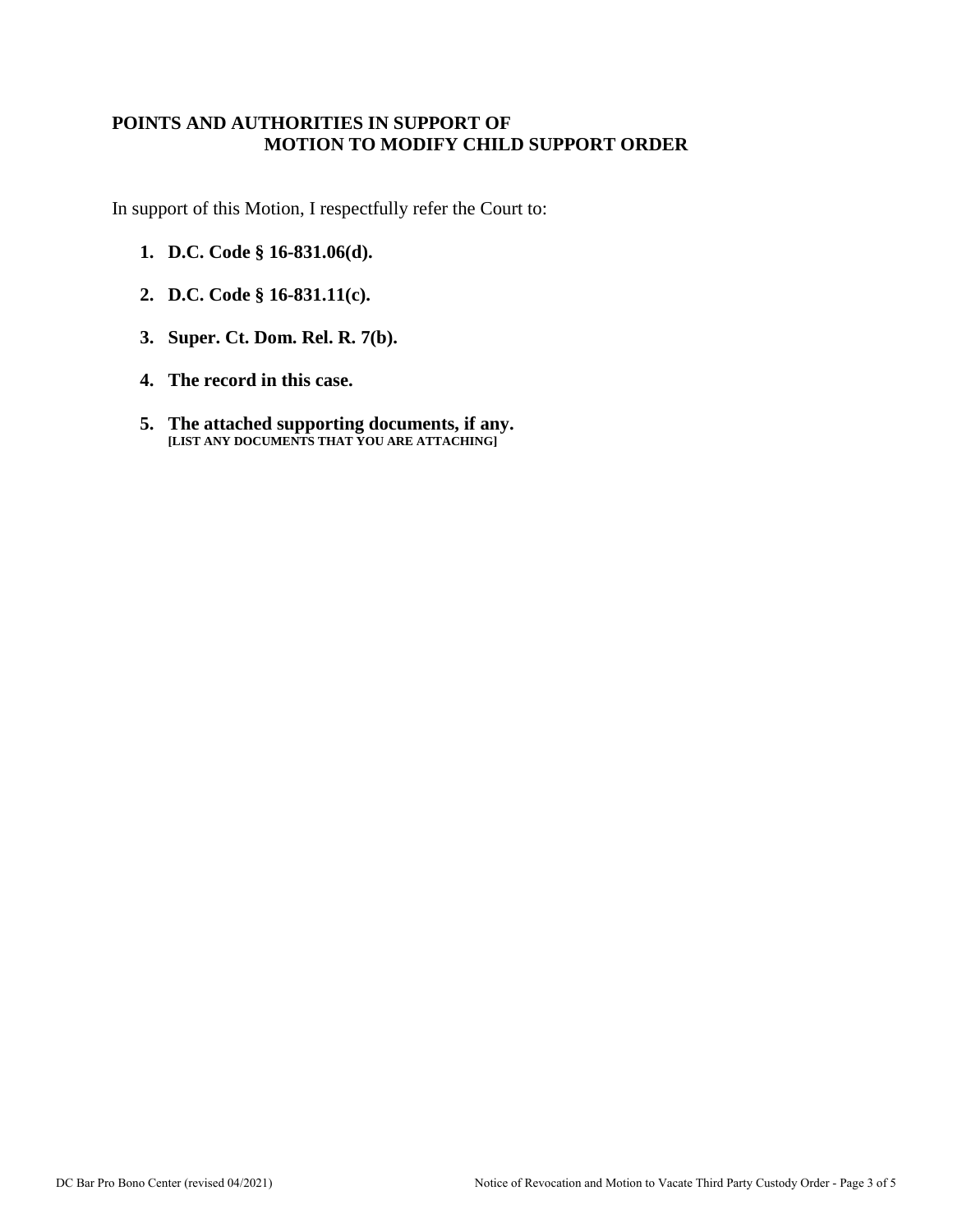## POINTS AND AUTHORITIES IN SUPPORT OF MOTION TO MODIFY CHILD SUPPORT ORDER

In support of this Motion, I respectfully refer the Court to:

1. **D.C. Code § 16-831.06(d).**
2. **D.C. Code § 16-831.11(c).**
3. **Super. Ct. Dom. Rel. R. 7(b).**
4. **The record in this case.**
5. **The attached supporting documents, if any.**
   **[LIST ANY DOCUMENTS THAT YOU ARE ATTACHING]**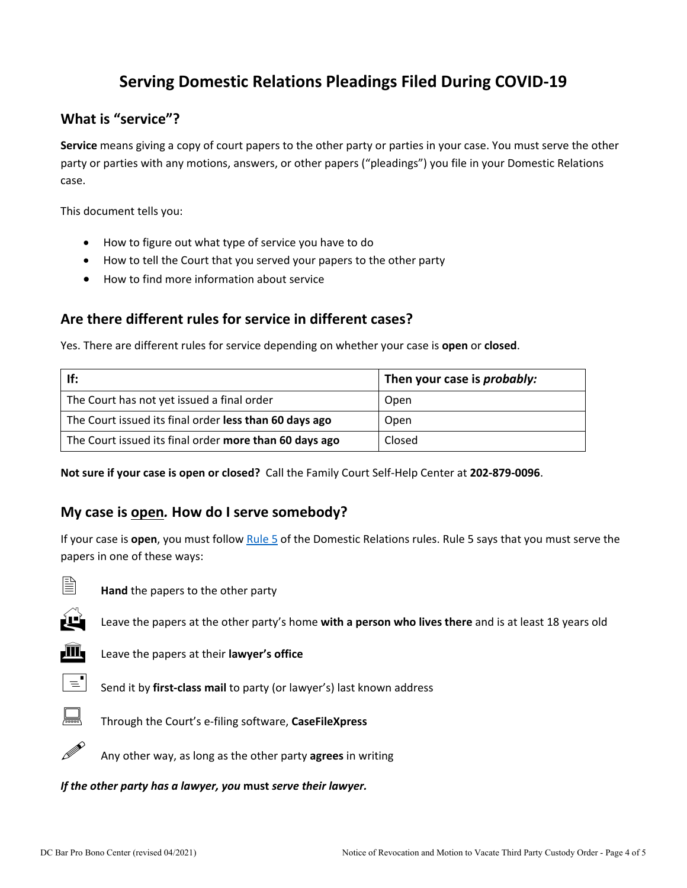# Serving Domestic Relations Pleadings Filed During COVID-19

## What is "service"?

**Service** means giving a copy of court papers to the other party or parties in your case. You must serve the other party or parties with any motions, answers, or other papers ("pleadings") you file in your Domestic Relations case.

This document tells you:

- How to figure out what type of service you have to do
- How to tell the Court that you served your papers to the other party
- How to find more information about service

## Are there different rules for service in different cases?

Yes. There are different rules for service depending on whether your case is **open** or **closed**.

| If: | Then your case is ***probably:*** |
|---|---|
| The Court has not yet issued a final order | Open |
| The Court issued its final order **less than 60 days ago** | Open |
| The Court issued its final order **more than 60 days ago** | Closed |

**Not sure if your case is open or closed?** Call the Family Court Self-Help Center at **202-879-0096**.

## My case is open. How do I serve somebody?

If your case is **open**, you must follow Rule 5 of the Domestic Relations rules. Rule 5 says that you must serve the papers in one of these ways:

- **Hand** the papers to the other party
- Leave the papers at the other party's home **with a person who lives there** and is at least 18 years old
- Leave the papers at their **lawyer's office**
- Send it by **first-class mail** to party (or lawyer's) last known address
- Through the Court's e-filing software, **CaseFileXpress**
- Any other way, as long as the other party **agrees** in writing

***If the other party has a lawyer, you must serve their lawyer.***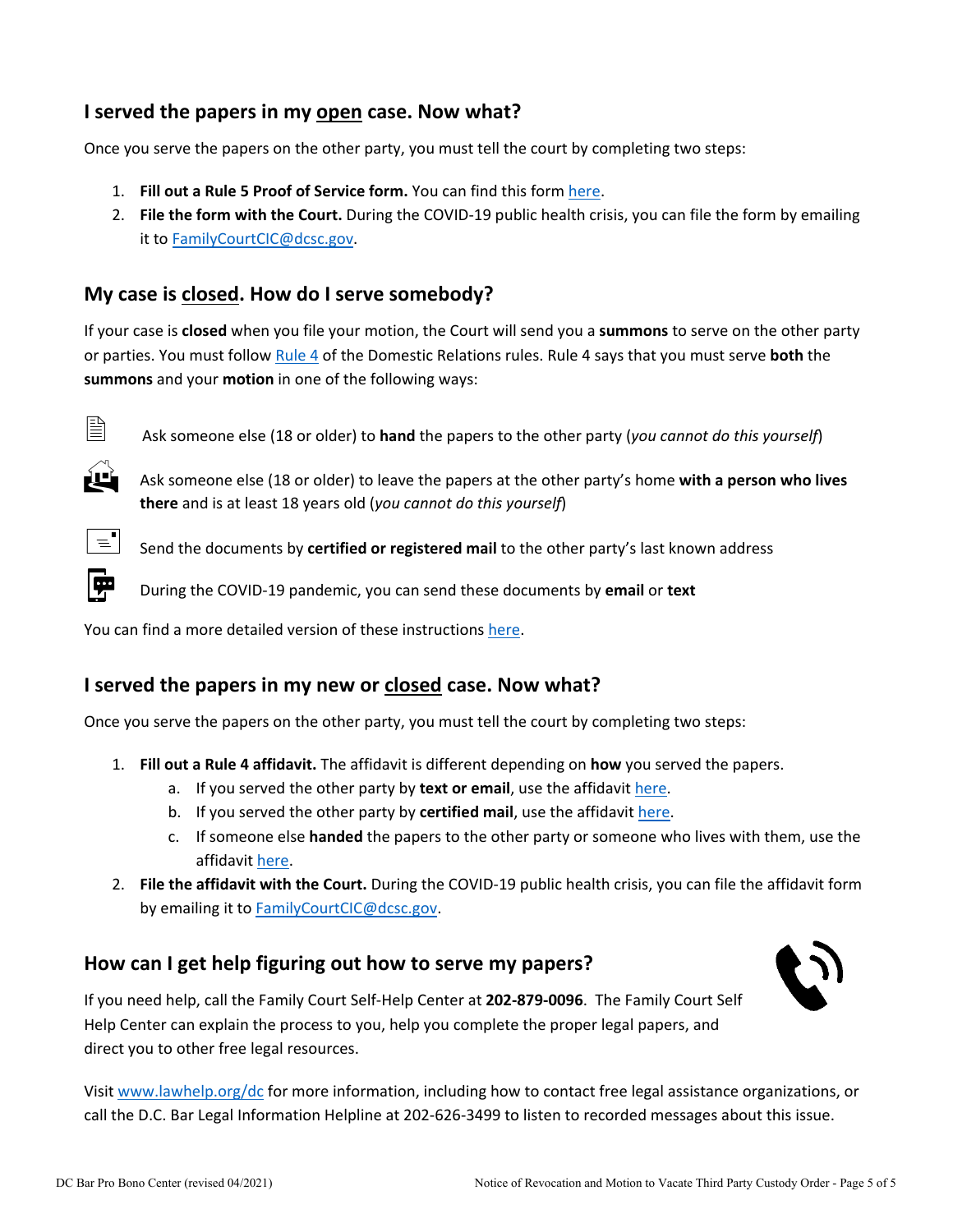## I served the papers in my open case. Now what?

Once you serve the papers on the other party, you must tell the court by completing two steps:

1. **Fill out a Rule 5 Proof of Service form.** You can find this form here.
2. **File the form with the Court.** During the COVID-19 public health crisis, you can file the form by emailing it to FamilyCourtCIC@dcsc.gov.

## My case is closed. How do I serve somebody?

If your case is **closed** when you file your motion, the Court will send you a **summons** to serve on the other party or parties. You must follow Rule 4 of the Domestic Relations rules. Rule 4 says that you must serve **both** the **summons** and your **motion** in one of the following ways:

- Ask someone else (18 or older) to **hand** the papers to the other party (*you cannot do this yourself*)
- Ask someone else (18 or older) to leave the papers at the other party's home **with a person who lives there** and is at least 18 years old (*you cannot do this yourself*)
- Send the documents by **certified or registered mail** to the other party's last known address
- During the COVID-19 pandemic, you can send these documents by **email** or **text**

You can find a more detailed version of these instructions here.

## I served the papers in my new or closed case. Now what?

Once you serve the papers on the other party, you must tell the court by completing two steps:

1. **Fill out a Rule 4 affidavit.** The affidavit is different depending on **how** you served the papers.
   a. If you served the other party by **text or email**, use the affidavit here.
   b. If you served the other party by **certified mail**, use the affidavit here.
   c. If someone else **handed** the papers to the other party or someone who lives with them, use the affidavit here.
2. **File the affidavit with the Court.** During the COVID-19 public health crisis, you can file the affidavit form by emailing it to FamilyCourtCIC@dcsc.gov.

## How can I get help figuring out how to serve my papers?

If you need help, call the Family Court Self-Help Center at **202-879-0096**. The Family Court Self Help Center can explain the process to you, help you complete the proper legal papers, and direct you to other free legal resources.

Visit www.lawhelp.org/dc for more information, including how to contact free legal assistance organizations, or call the D.C. Bar Legal Information Helpline at 202-626-3499 to listen to recorded messages about this issue.